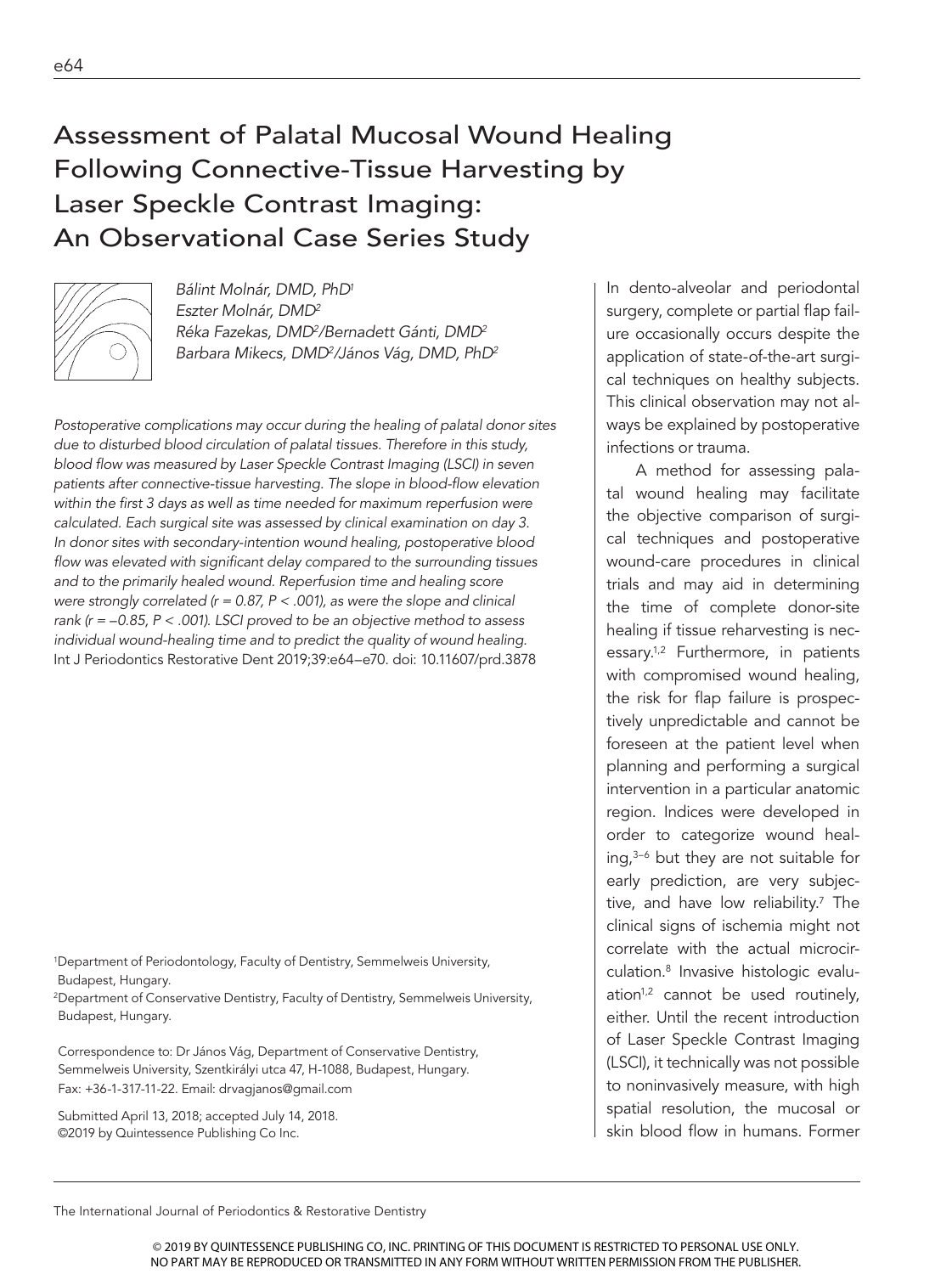# Assessment of Palatal Mucosal Wound Healing Following Connective-Tissue Harvesting by Laser Speckle Contrast Imaging: An Observational Case Series Study

*Bálint Molnár, DMD, PhD[1]*
*Eszter Molnár, DMD[2]*
*Réka Fazekas, DMD[2]/Bernadett Gánti, DMD[2]*
*Barbara Mikecs, DMD[2]/János Vág, DMD, PhD[2]*

*Postoperative complications may occur during the healing of palatal donor sites due to disturbed blood circulation of palatal tissues. Therefore in this study, blood flow was measured by Laser Speckle Contrast Imaging (LSCI) in seven patients after connective-tissue harvesting. The slope in blood-flow elevation within the first 3 days as well as time needed for maximum reperfusion were calculated. Each surgical site was assessed by clinical examination on day 3. In donor sites with secondary-intention wound healing, postoperative blood flow was elevated with significant delay compared to the surrounding tissues and to the primarily healed wound. Reperfusion time and healing score were strongly correlated ($r = 0.87$, $P < .001$), as were the slope and clinical rank ($r = -0.85$, $P < .001$). LSCI proved to be an objective method to assess individual wound-healing time and to predict the quality of wound healing.*
Int J Periodontics Restorative Dent 2019;39:e64–e70. doi: 10.11607/prd.3878

[1]Department of Periodontology, Faculty of Dentistry, Semmelweis University, Budapest, Hungary.
[2]Department of Conservative Dentistry, Faculty of Dentistry, Semmelweis University, Budapest, Hungary.

Correspondence to: Dr János Vág, Department of Conservative Dentistry, Semmelweis University, Szentkirályi utca 47, H-1088, Budapest, Hungary. Fax: +36-1-317-11-22. Email: drvagjanos@gmail.com

Submitted April 13, 2018; accepted July 14, 2018.
©2019 by Quintessence Publishing Co Inc.

In dento-alveolar and periodontal surgery, complete or partial flap failure occasionally occurs despite the application of state-of-the-art surgical techniques on healthy subjects. This clinical observation may not always be explained by postoperative infections or trauma.

A method for assessing palatal wound healing may facilitate the objective comparison of surgical techniques and postoperative wound-care procedures in clinical trials and may aid in determining the time of complete donor-site healing if tissue reharvesting is necessary.[1,2] Furthermore, in patients with compromised wound healing, the risk for flap failure is prospectively unpredictable and cannot be foreseen at the patient level when planning and performing a surgical intervention in a particular anatomic region. Indices were developed in order to categorize wound healing,[3–6] but they are not suitable for early prediction, are very subjective, and have low reliability.[7] The clinical signs of ischemia might not correlate with the actual microcirculation.[8] Invasive histologic evaluation[1,2] cannot be used routinely, either. Until the recent introduction of Laser Speckle Contrast Imaging (LSCI), it technically was not possible to noninvasively measure, with high spatial resolution, the mucosal or skin blood flow in humans. Former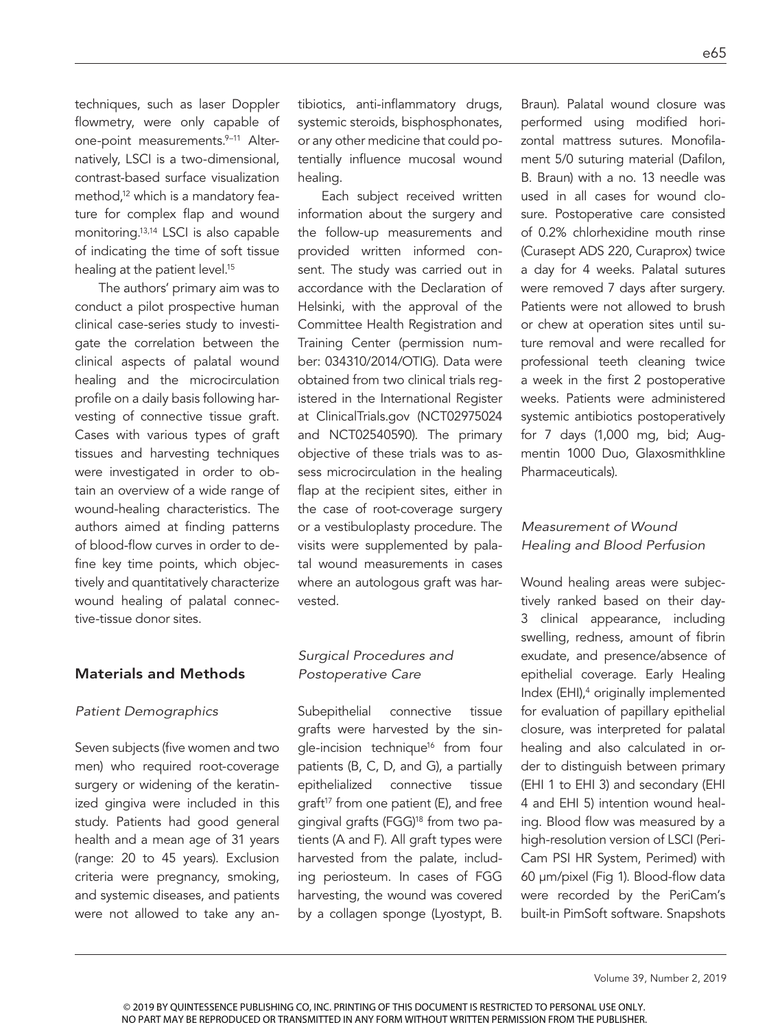techniques, such as laser Doppler flowmetry, were only capable of one-point measurements.[9–11] Alternatively, LSCI is a two-dimensional, contrast-based surface visualization method,[12] which is a mandatory feature for complex flap and wound monitoring.[13,14] LSCI is also capable of indicating the time of soft tissue healing at the patient level.[15]

The authors' primary aim was to conduct a pilot prospective human clinical case-series study to investigate the correlation between the clinical aspects of palatal wound healing and the microcirculation profile on a daily basis following harvesting of connective tissue graft. Cases with various types of graft tissues and harvesting techniques were investigated in order to obtain an overview of a wide range of wound-healing characteristics. The authors aimed at finding patterns of blood-flow curves in order to define key time points, which objectively and quantitatively characterize wound healing of palatal connective-tissue donor sites.

## Materials and Methods

### *Patient Demographics*

Seven subjects (five women and two men) who required root-coverage surgery or widening of the keratinized gingiva were included in this study. Patients had good general health and a mean age of 31 years (range: 20 to 45 years). Exclusion criteria were pregnancy, smoking, and systemic diseases, and patients were not allowed to take any antibiotics, anti-inflammatory drugs, systemic steroids, bisphosphonates, or any other medicine that could potentially influence mucosal wound healing.

Each subject received written information about the surgery and the follow-up measurements and provided written informed consent. The study was carried out in accordance with the Declaration of Helsinki, with the approval of the Committee Health Registration and Training Center (permission number: 034310/2014/OTIG). Data were obtained from two clinical trials registered in the International Register at ClinicalTrials.gov (NCT02975024 and NCT02540590). The primary objective of these trials was to assess microcirculation in the healing flap at the recipient sites, either in the case of root-coverage surgery or a vestibuloplasty procedure. The visits were supplemented by palatal wound measurements in cases where an autologous graft was harvested.

### *Surgical Procedures and Postoperative Care*

Subepithelial connective tissue grafts were harvested by the single-incision technique[16] from four patients (B, C, D, and G), a partially epithelialized connective tissue graft[17] from one patient (E), and free gingival grafts (FGG)[18] from two patients (A and F). All graft types were harvested from the palate, including periosteum. In cases of FGG harvesting, the wound was covered by a collagen sponge (Lyostypt, B. Braun). Palatal wound closure was performed using modified horizontal mattress sutures. Monofilament 5/0 suturing material (Dafilon, B. Braun) with a no. 13 needle was used in all cases for wound closure. Postoperative care consisted of 0.2% chlorhexidine mouth rinse (Curasept ADS 220, Curaprox) twice a day for 4 weeks. Palatal sutures were removed 7 days after surgery. Patients were not allowed to brush or chew at operation sites until suture removal and were recalled for professional teeth cleaning twice a week in the first 2 postoperative weeks. Patients were administered systemic antibiotics postoperatively for 7 days (1,000 mg, bid; Augmentin 1000 Duo, Glaxosmithkline Pharmaceuticals).

### *Measurement of Wound Healing and Blood Perfusion*

Wound healing areas were subjectively ranked based on their day-3 clinical appearance, including swelling, redness, amount of fibrin exudate, and presence/absence of epithelial coverage. Early Healing Index (EHI),[4] originally implemented for evaluation of papillary epithelial closure, was interpreted for palatal healing and also calculated in order to distinguish between primary (EHI 1 to EHI 3) and secondary (EHI 4 and EHI 5) intention wound healing. Blood flow was measured by a high-resolution version of LSCI (PeriCam PSI HR System, Perimed) with 60 μm/pixel (Fig 1). Blood-flow data were recorded by the PeriCam's built-in PimSoft software. Snapshots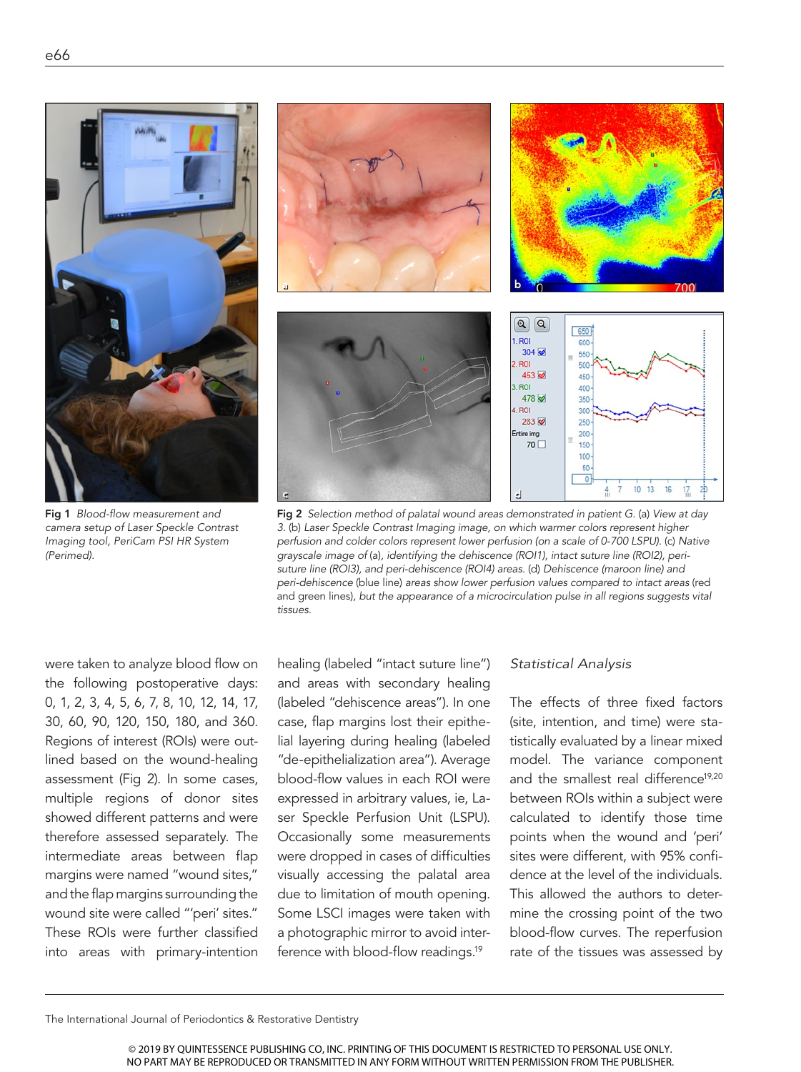Fig 1 *Blood-flow measurement and camera setup of Laser Speckle Contrast Imaging tool, PeriCam PSI HR System (Perimed).*

Fig 2 *Selection method of palatal wound areas demonstrated in patient G.* (a) *View at day 3.* (b) *Laser Speckle Contrast Imaging image, on which warmer colors represent higher perfusion and colder colors represent lower perfusion (on a scale of 0-700 LSPU).* (c) *Native grayscale image of* (a)*, identifying the dehiscence (ROI1), intact suture line (ROI2), peri-suture line (ROI3), and peri-dehiscence (ROI4) areas.* (d) *Dehiscence (maroon line) and peri-dehiscence* (blue line) *areas show lower perfusion values compared to intact areas* (red and green lines)*, but the appearance of a microcirculation pulse in all regions suggests vital tissues.*

were taken to analyze blood flow on the following postoperative days: 0, 1, 2, 3, 4, 5, 6, 7, 8, 10, 12, 14, 17, 30, 60, 90, 120, 150, 180, and 360. Regions of interest (ROIs) were outlined based on the wound-healing assessment (Fig 2). In some cases, multiple regions of donor sites showed different patterns and were therefore assessed separately. The intermediate areas between flap margins were named "wound sites," and the flap margins surrounding the wound site were called "'peri' sites." These ROIs were further classified into areas with primary-intention healing (labeled "intact suture line") and areas with secondary healing (labeled "dehiscence areas"). In one case, flap margins lost their epithelial layering during healing (labeled "de-epithelialization area"). Average blood-flow values in each ROI were expressed in arbitrary values, ie, Laser Speckle Perfusion Unit (LSPU). Occasionally some measurements were dropped in cases of difficulties visually accessing the palatal area due to limitation of mouth opening. Some LSCI images were taken with a photographic mirror to avoid interference with blood-flow readings.[19]

### *Statistical Analysis*

The effects of three fixed factors (site, intention, and time) were statistically evaluated by a linear mixed model. The variance component and the smallest real difference[19,20] between ROIs within a subject were calculated to identify those time points when the wound and 'peri' sites were different, with 95% confidence at the level of the individuals. This allowed the authors to determine the crossing point of the two blood-flow curves. The reperfusion rate of the tissues was assessed by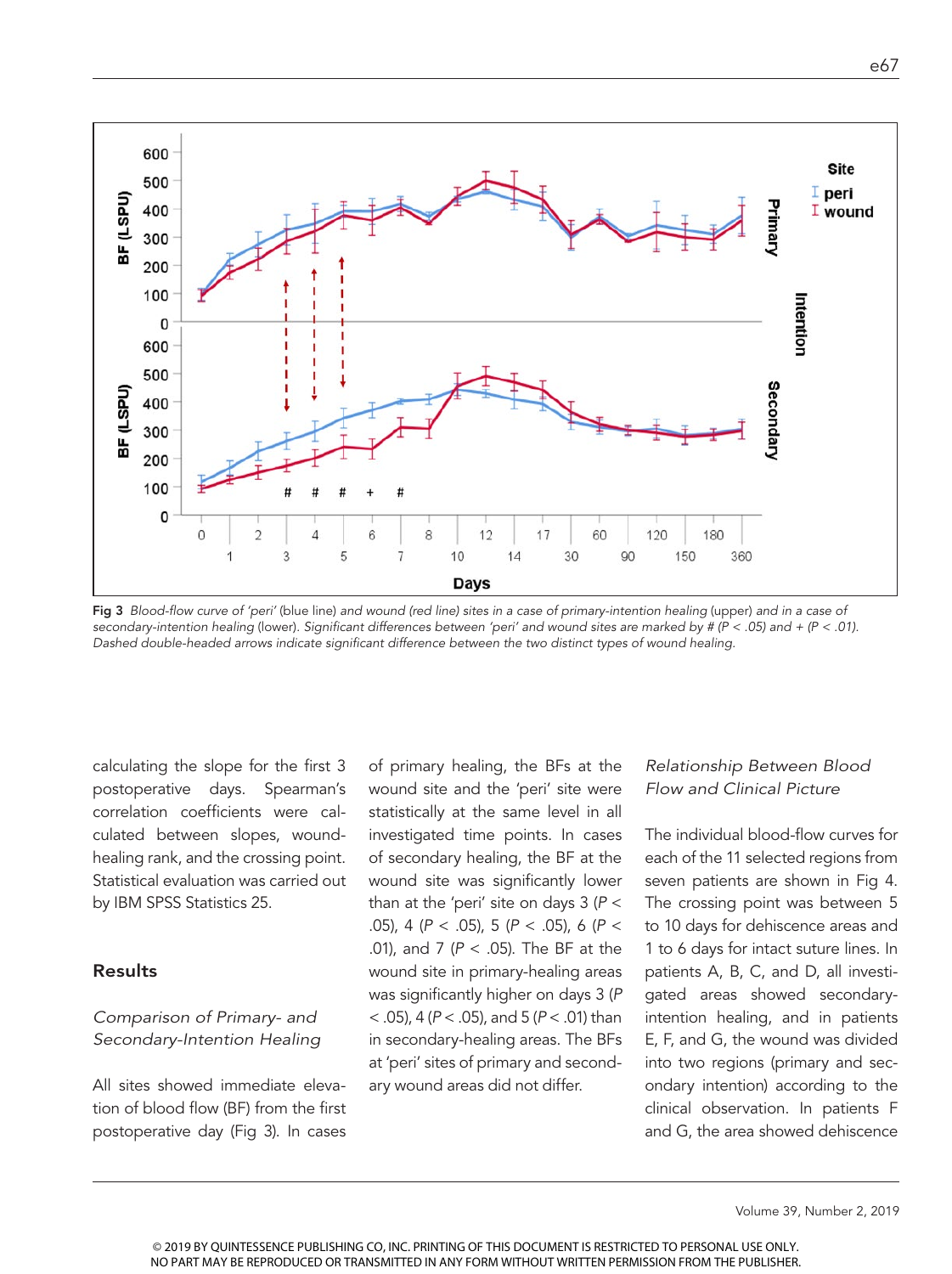Fig 3 *Blood-flow curve of 'peri' (blue line) and wound (red line) sites in a case of primary-intention healing (upper) and in a case of secondary-intention healing (lower). Significant differences between 'peri' and wound sites are marked by # (P < .05) and + (P < .01). Dashed double-headed arrows indicate significant difference between the two distinct types of wound healing.*

calculating the slope for the first 3 postoperative days. Spearman's correlation coefficients were calculated between slopes, wound-healing rank, and the crossing point. Statistical evaluation was carried out by IBM SPSS Statistics 25.

## Results

### *Comparison of Primary- and Secondary-Intention Healing*

All sites showed immediate elevation of blood flow (BF) from the first postoperative day (Fig 3). In cases of primary healing, the BFs at the wound site and the 'peri' site were statistically at the same level in all investigated time points. In cases of secondary healing, the BF at the wound site was significantly lower than at the 'peri' site on days 3 ($P < .05$), 4 ($P < .05$), 5 ($P < .05$), 6 ($P < .01$), and 7 ($P < .05$). The BF at the wound site in primary-healing areas was significantly higher on days 3 ($P < .05$), 4 ($P < .05$), and 5 ($P < .01$) than in secondary-healing areas. The BFs at 'peri' sites of primary and secondary wound areas did not differ.

### *Relationship Between Blood Flow and Clinical Picture*

The individual blood-flow curves for each of the 11 selected regions from seven patients are shown in Fig 4. The crossing point was between 5 to 10 days for dehiscence areas and 1 to 6 days for intact suture lines. In patients A, B, C, and D, all investigated areas showed secondary-intention healing, and in patients E, F, and G, the wound was divided into two regions (primary and secondary intention) according to the clinical observation. In patients F and G, the area showed dehiscence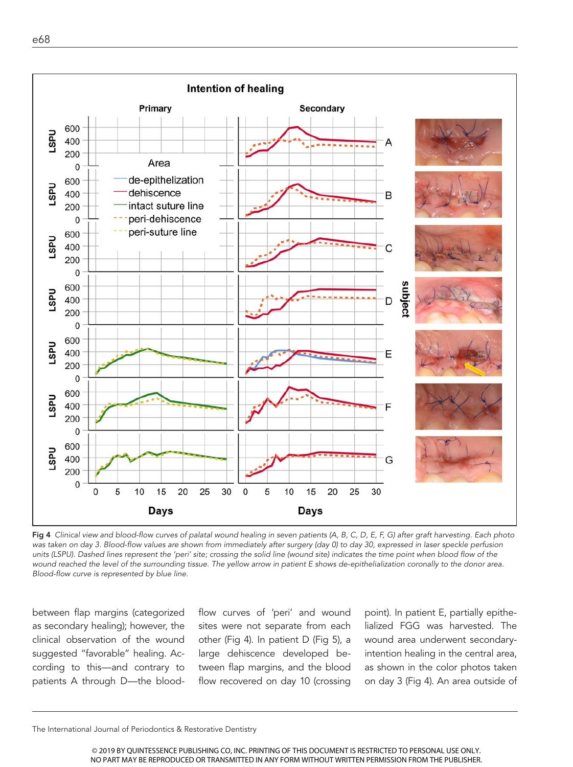**Fig 4** *Clinical view and blood-flow curves of palatal wound healing in seven patients (A, B, C, D, E, F, G) after graft harvesting. Each photo was taken on day 3. Blood-flow values are shown from immediately after surgery (day 0) to day 30, expressed in laser speckle perfusion units (LSPU). Dashed lines represent the 'peri' site; crossing the solid line (wound site) indicates the time point when blood flow of the wound reached the level of the surrounding tissue. The yellow arrow in patient E shows de-epithelialization coronally to the donor area. Blood-flow curve is represented by blue line.*

between flap margins (categorized as secondary healing); however, the clinical observation of the wound suggested "favorable" healing. According to this—and contrary to patients A through D—the blood-flow curves of 'peri' and wound sites were not separate from each other (Fig 4). In patient D (Fig 5), a large dehiscence developed between flap margins, and the blood flow recovered on day 10 (crossing point). In patient E, partially epithelialized FGG was harvested. The wound area underwent secondary-intention healing in the central area, as shown in the color photos taken on day 3 (Fig 4). An area outside of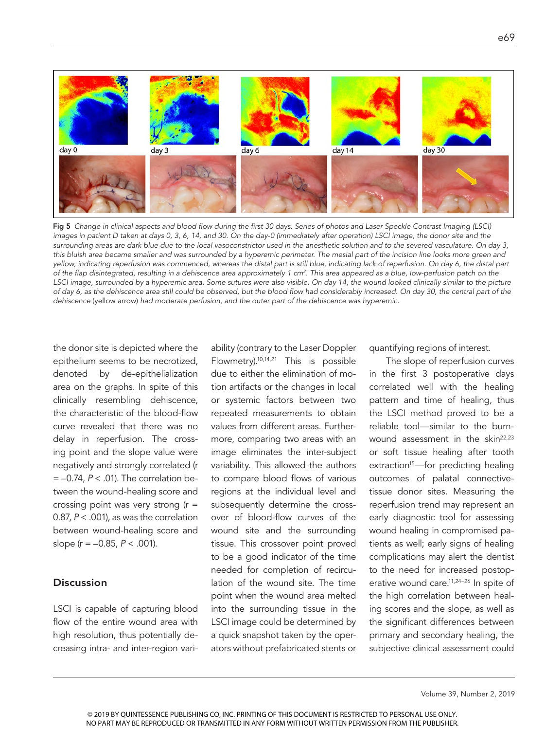*Fig 5 Change in clinical aspects and blood flow during the first 30 days. Series of photos and Laser Speckle Contrast Imaging (LSCI) images in patient D taken at days 0, 3, 6, 14, and 30. On the day-0 (immediately after operation) LSCI image, the donor site and the surrounding areas are dark blue due to the local vasoconstrictor used in the anesthetic solution and to the severed vasculature. On day 3, this bluish area became smaller and was surrounded by a hyperemic perimeter. The mesial part of the incision line looks more green and yellow, indicating reperfusion was commenced, whereas the distal part is still blue, indicating lack of reperfusion. On day 6, the distal part of the flap disintegrated, resulting in a dehiscence area approximately 1 cm². This area appeared as a blue, low-perfusion patch on the LSCI image, surrounded by a hyperemic area. Some sutures were also visible. On day 14, the wound looked clinically similar to the picture of day 6, as the dehiscence area still could be observed, but the blood flow had considerably increased. On day 30, the central part of the dehiscence (yellow arrow) had moderate perfusion, and the outer part of the dehiscence was hyperemic.*

the donor site is depicted where the epithelium seems to be necrotized, denoted by de-epithelialization area on the graphs. In spite of this clinically resembling dehiscence, the characteristic of the blood-flow curve revealed that there was no delay in reperfusion. The crossing point and the slope value were negatively and strongly correlated ($r = -0.74$, $P < .01$). The correlation between the wound-healing score and crossing point was very strong ($r = 0.87$, $P < .001$), as was the correlation between wound-healing score and slope ($r = -0.85$, $P < .001$).

## Discussion

LSCI is capable of capturing blood flow of the entire wound area with high resolution, thus potentially decreasing intra- and inter-region variability (contrary to the Laser Doppler Flowmetry).[10,14,21] This is possible due to either the elimination of motion artifacts or the changes in local or systemic factors between two repeated measurements to obtain values from different areas. Furthermore, comparing two areas with an image eliminates the inter-subject variability. This allowed the authors to compare blood flows of various regions at the individual level and subsequently determine the crossover of blood-flow curves of the wound site and the surrounding tissue. This crossover point proved to be a good indicator of the time needed for completion of recirculation of the wound site. The time point when the wound area melted into the surrounding tissue in the LSCI image could be determined by a quick snapshot taken by the operators without prefabricated stents or quantifying regions of interest.

The slope of reperfusion curves in the first 3 postoperative days correlated well with the healing pattern and time of healing, thus the LSCI method proved to be a reliable tool—similar to the burn-wound assessment in the skin[22,23] or soft tissue healing after tooth extraction[15]—for predicting healing outcomes of palatal connective-tissue donor sites. Measuring the reperfusion trend may represent an early diagnostic tool for assessing wound healing in compromised patients as well; early signs of healing complications may alert the dentist to the need for increased postoperative wound care.[11,24–26] In spite of the high correlation between healing scores and the slope, as well as the significant differences between primary and secondary healing, the subjective clinical assessment could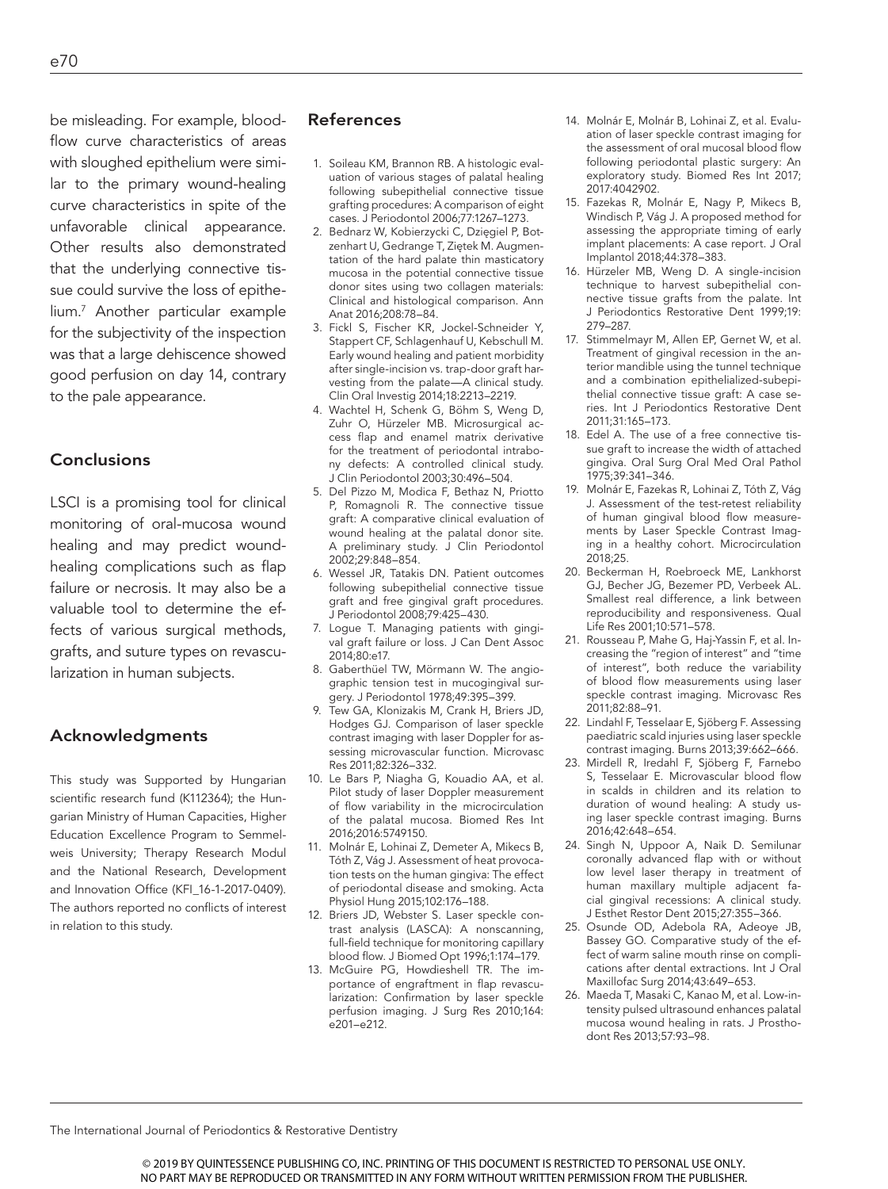be misleading. For example, blood-flow curve characteristics of areas with sloughed epithelium were similar to the primary wound-healing curve characteristics in spite of the unfavorable clinical appearance. Other results also demonstrated that the underlying connective tissue could survive the loss of epithelium.[7] Another particular example for the subjectivity of the inspection was that a large dehiscence showed good perfusion on day 14, contrary to the pale appearance.

## Conclusions

LSCI is a promising tool for clinical monitoring of oral-mucosa wound healing and may predict wound-healing complications such as flap failure or necrosis. It may also be a valuable tool to determine the effects of various surgical methods, grafts, and suture types on revascularization in human subjects.

## Acknowledgments

This study was Supported by Hungarian scientific research fund (K112364); the Hungarian Ministry of Human Capacities, Higher Education Excellence Program to Semmelweis University; Therapy Research Modul and the National Research, Development and Innovation Office (KFI_16-1-2017-0409). The authors reported no conflicts of interest in relation to this study.

## References

1. Soileau KM, Brannon RB. A histologic evaluation of various stages of palatal healing following subepithelial connective tissue grafting procedures: A comparison of eight cases. J Periodontol 2006;77:1267–1273.
2. Bednarz W, Kobierzycki C, Dzięgiel P, Botzenhart U, Gedrange T, Ziętek M. Augmentation of the hard palate thin masticatory mucosa in the potential connective tissue donor sites using two collagen materials: Clinical and histological comparison. Ann Anat 2016;208:78–84.
3. Fickl S, Fischer KR, Jockel-Schneider Y, Stappert CF, Schlagenhauf U, Kebschull M. Early wound healing and patient morbidity after single-incision vs. trap-door graft harvesting from the palate—A clinical study. Clin Oral Investig 2014;18:2213–2219.
4. Wachtel H, Schenk G, Böhm S, Weng D, Zuhr O, Hürzeler MB. Microsurgical access flap and enamel matrix derivative for the treatment of periodontal intrabony defects: A controlled clinical study. J Clin Periodontol 2003;30:496–504.
5. Del Pizzo M, Modica F, Bethaz N, Priotto P, Romagnoli R. The connective tissue graft: A comparative clinical evaluation of wound healing at the palatal donor site. A preliminary study. J Clin Periodontol 2002;29:848–854.
6. Wessel JR, Tatakis DN. Patient outcomes following subepithelial connective tissue graft and free gingival graft procedures. J Periodontol 2008;79:425–430.
7. Logue T. Managing patients with gingival graft failure or loss. J Can Dent Assoc 2014;80:e17.
8. Gaberthüel TW, Mörmann W. The angiographic tension test in mucogingival surgery. J Periodontol 1978;49:395–399.
9. Tew GA, Klonizakis M, Crank H, Briers JD, Hodges GJ. Comparison of laser speckle contrast imaging with laser Doppler for assessing microvascular function. Microvasc Res 2011;82:326–332.
10. Le Bars P, Niagha G, Kouadio AA, et al. Pilot study of laser Doppler measurement of flow variability in the microcirculation of the palatal mucosa. Biomed Res Int 2016;2016:5749150.
11. Molnár E, Lohinai Z, Demeter A, Mikecs B, Tóth Z, Vág J. Assessment of heat provocation tests on the human gingiva: The effect of periodontal disease and smoking. Acta Physiol Hung 2015;102:176–188.
12. Briers JD, Webster S. Laser speckle contrast analysis (LASCA): A nonscanning, full-field technique for monitoring capillary blood flow. J Biomed Opt 1996;1:174–179.
13. McGuire PG, Howdieshell TR. The importance of engraftment in flap revascularization: Confirmation by laser speckle perfusion imaging. J Surg Res 2010;164: e201–e212.
14. Molnár E, Molnár B, Lohinai Z, et al. Evaluation of laser speckle contrast imaging for the assessment of oral mucosal blood flow following periodontal plastic surgery: An exploratory study. Biomed Res Int 2017; 2017:4042902.
15. Fazekas R, Molnár E, Nagy P, Mikecs B, Windisch P, Vág J. A proposed method for assessing the appropriate timing of early implant placements: A case report. J Oral Implantol 2018;44:378–383.
16. Hürzeler MB, Weng D. A single-incision technique to harvest subepithelial connective tissue grafts from the palate. Int J Periodontics Restorative Dent 1999;19: 279–287.
17. Stimmelmayr M, Allen EP, Gernet W, et al. Treatment of gingival recession in the anterior mandible using the tunnel technique and a combination epithelialized-subepithelial connective tissue graft: A case series. Int J Periodontics Restorative Dent 2011;31:165–173.
18. Edel A. The use of a free connective tissue graft to increase the width of attached gingiva. Oral Surg Oral Med Oral Pathol 1975;39:341–346.
19. Molnár E, Fazekas R, Lohinai Z, Tóth Z, Vág J. Assessment of the test-retest reliability of human gingival blood flow measurements by Laser Speckle Contrast Imaging in a healthy cohort. Microcirculation 2018;25.
20. Beckerman H, Roebroeck ME, Lankhorst GJ, Becher JG, Bezemer PD, Verbeek AL. Smallest real difference, a link between reproducibility and responsiveness. Qual Life Res 2001;10:571–578.
21. Rousseau P, Mahe G, Haj-Yassin F, et al. Increasing the "region of interest" and "time of interest", both reduce the variability of blood flow measurements using laser speckle contrast imaging. Microvasc Res 2011;82:88–91.
22. Lindahl F, Tesselaar E, Sjöberg F. Assessing paediatric scald injuries using laser speckle contrast imaging. Burns 2013;39:662–666.
23. Mirdell R, Iredahl F, Sjöberg F, Farnebo S, Tesselaar E. Microvascular blood flow in scalds in children and its relation to duration of wound healing: A study using laser speckle contrast imaging. Burns 2016;42:648–654.
24. Singh N, Uppoor A, Naik D. Semilunar coronally advanced flap with or without low level laser therapy in treatment of human maxillary multiple adjacent facial gingival recessions: A clinical study. J Esthet Restor Dent 2015;27:355–366.
25. Osunde OD, Adebola RA, Adeoye JB, Bassey GO. Comparative study of the effect of warm saline mouth rinse on complications after dental extractions. Int J Oral Maxillofac Surg 2014;43:649–653.
26. Maeda T, Masaki C, Kanao M, et al. Low-intensity pulsed ultrasound enhances palatal mucosa wound healing in rats. J Prosthodont Res 2013;57:93–98.